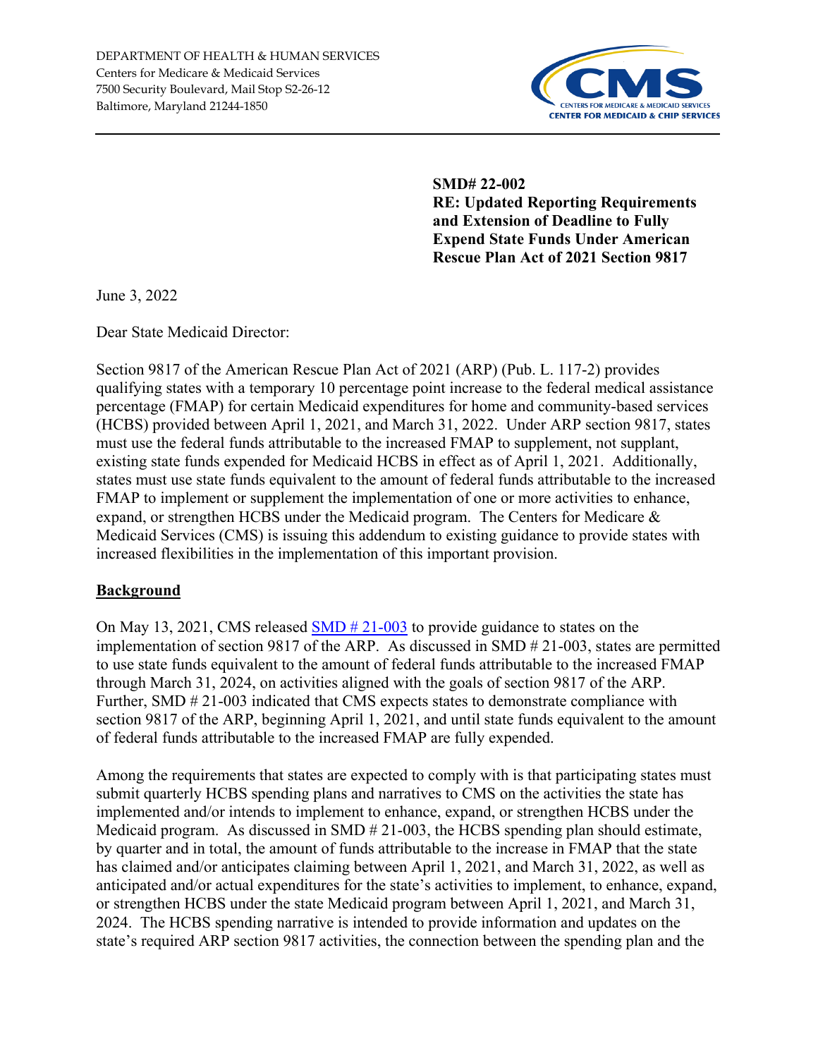DEPARTMENT OF HEALTH & HUMAN SERVICES
Centers for Medicare & Medicaid Services
7500 Security Boulevard, Mail Stop S2-26-12
Baltimore, Maryland 21244-1850

**SMD# 22-002**
**RE: Updated Reporting Requirements and Extension of Deadline to Fully Expend State Funds Under American Rescue Plan Act of 2021 Section 9817**

June 3, 2022

Dear State Medicaid Director:

Section 9817 of the American Rescue Plan Act of 2021 (ARP) (Pub. L. 117-2) provides qualifying states with a temporary 10 percentage point increase to the federal medical assistance percentage (FMAP) for certain Medicaid expenditures for home and community-based services (HCBS) provided between April 1, 2021, and March 31, 2022. Under ARP section 9817, states must use the federal funds attributable to the increased FMAP to supplement, not supplant, existing state funds expended for Medicaid HCBS in effect as of April 1, 2021. Additionally, states must use state funds equivalent to the amount of federal funds attributable to the increased FMAP to implement or supplement the implementation of one or more activities to enhance, expand, or strengthen HCBS under the Medicaid program. The Centers for Medicare & Medicaid Services (CMS) is issuing this addendum to existing guidance to provide states with increased flexibilities in the implementation of this important provision.

## Background

On May 13, 2021, CMS released SMD # 21-003 to provide guidance to states on the implementation of section 9817 of the ARP. As discussed in SMD # 21-003, states are permitted to use state funds equivalent to the amount of federal funds attributable to the increased FMAP through March 31, 2024, on activities aligned with the goals of section 9817 of the ARP. Further, SMD # 21-003 indicated that CMS expects states to demonstrate compliance with section 9817 of the ARP, beginning April 1, 2021, and until state funds equivalent to the amount of federal funds attributable to the increased FMAP are fully expended.

Among the requirements that states are expected to comply with is that participating states must submit quarterly HCBS spending plans and narratives to CMS on the activities the state has implemented and/or intends to implement to enhance, expand, or strengthen HCBS under the Medicaid program. As discussed in SMD # 21-003, the HCBS spending plan should estimate, by quarter and in total, the amount of funds attributable to the increase in FMAP that the state has claimed and/or anticipates claiming between April 1, 2021, and March 31, 2022, as well as anticipated and/or actual expenditures for the state's activities to implement, to enhance, expand, or strengthen HCBS under the state Medicaid program between April 1, 2021, and March 31, 2024. The HCBS spending narrative is intended to provide information and updates on the state's required ARP section 9817 activities, the connection between the spending plan and the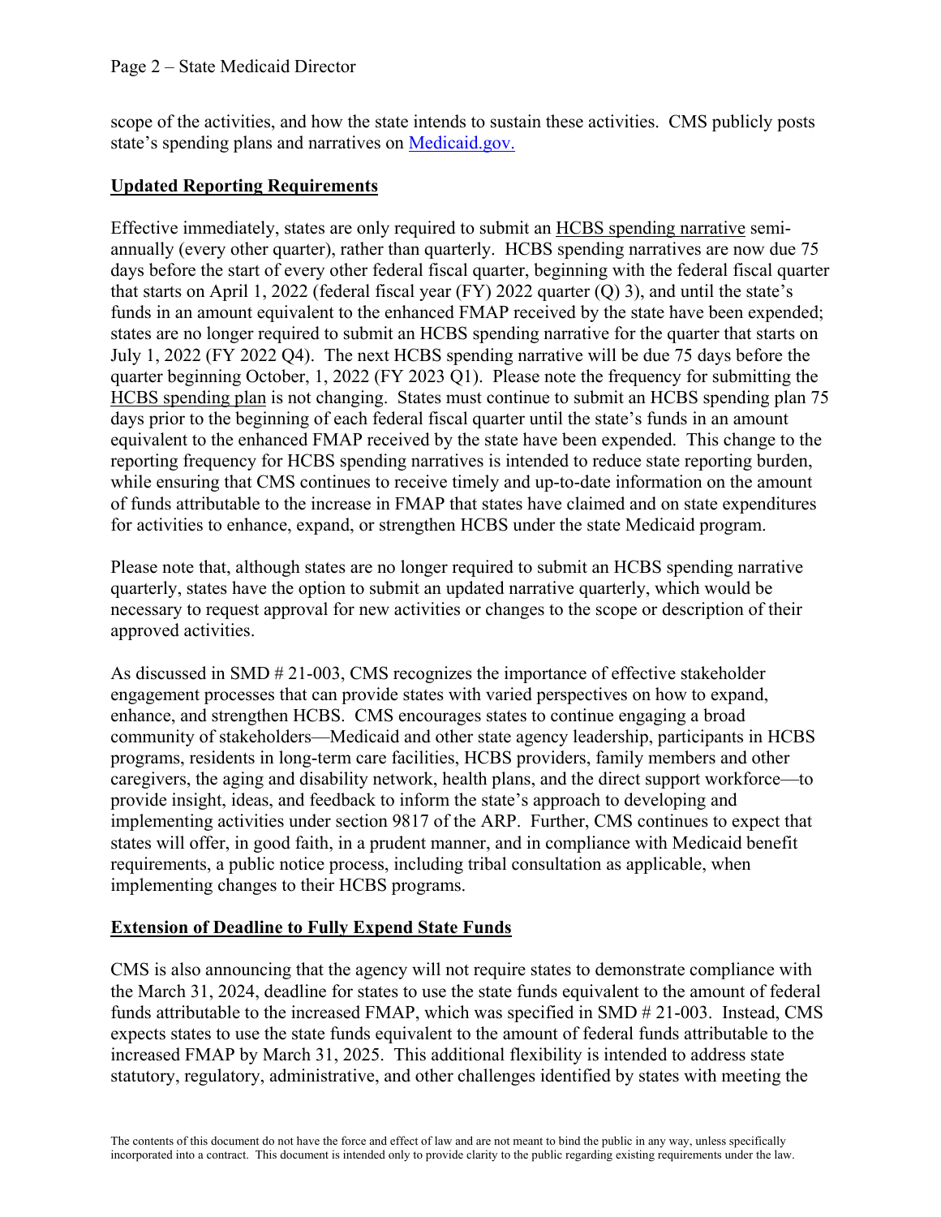scope of the activities, and how the state intends to sustain these activities. CMS publicly posts state's spending plans and narratives on [Medicaid.gov.](Medicaid.gov)

## **Updated Reporting Requirements**

Effective immediately, states are only required to submit an HCBS spending narrative semi-annually (every other quarter), rather than quarterly. HCBS spending narratives are now due 75 days before the start of every other federal fiscal quarter, beginning with the federal fiscal quarter that starts on April 1, 2022 (federal fiscal year (FY) 2022 quarter (Q) 3), and until the state's funds in an amount equivalent to the enhanced FMAP received by the state have been expended; states are no longer required to submit an HCBS spending narrative for the quarter that starts on July 1, 2022 (FY 2022 Q4). The next HCBS spending narrative will be due 75 days before the quarter beginning October, 1, 2022 (FY 2023 Q1). Please note the frequency for submitting the HCBS spending plan is not changing. States must continue to submit an HCBS spending plan 75 days prior to the beginning of each federal fiscal quarter until the state's funds in an amount equivalent to the enhanced FMAP received by the state have been expended. This change to the reporting frequency for HCBS spending narratives is intended to reduce state reporting burden, while ensuring that CMS continues to receive timely and up-to-date information on the amount of funds attributable to the increase in FMAP that states have claimed and on state expenditures for activities to enhance, expand, or strengthen HCBS under the state Medicaid program.

Please note that, although states are no longer required to submit an HCBS spending narrative quarterly, states have the option to submit an updated narrative quarterly, which would be necessary to request approval for new activities or changes to the scope or description of their approved activities.

As discussed in SMD # 21-003, CMS recognizes the importance of effective stakeholder engagement processes that can provide states with varied perspectives on how to expand, enhance, and strengthen HCBS. CMS encourages states to continue engaging a broad community of stakeholders—Medicaid and other state agency leadership, participants in HCBS programs, residents in long-term care facilities, HCBS providers, family members and other caregivers, the aging and disability network, health plans, and the direct support workforce—to provide insight, ideas, and feedback to inform the state's approach to developing and implementing activities under section 9817 of the ARP. Further, CMS continues to expect that states will offer, in good faith, in a prudent manner, and in compliance with Medicaid benefit requirements, a public notice process, including tribal consultation as applicable, when implementing changes to their HCBS programs.

## **Extension of Deadline to Fully Expend State Funds**

CMS is also announcing that the agency will not require states to demonstrate compliance with the March 31, 2024, deadline for states to use the state funds equivalent to the amount of federal funds attributable to the increased FMAP, which was specified in SMD # 21-003. Instead, CMS expects states to use the state funds equivalent to the amount of federal funds attributable to the increased FMAP by March 31, 2025. This additional flexibility is intended to address state statutory, regulatory, administrative, and other challenges identified by states with meeting the

The contents of this document do not have the force and effect of law and are not meant to bind the public in any way, unless specifically incorporated into a contract. This document is intended only to provide clarity to the public regarding existing requirements under the law.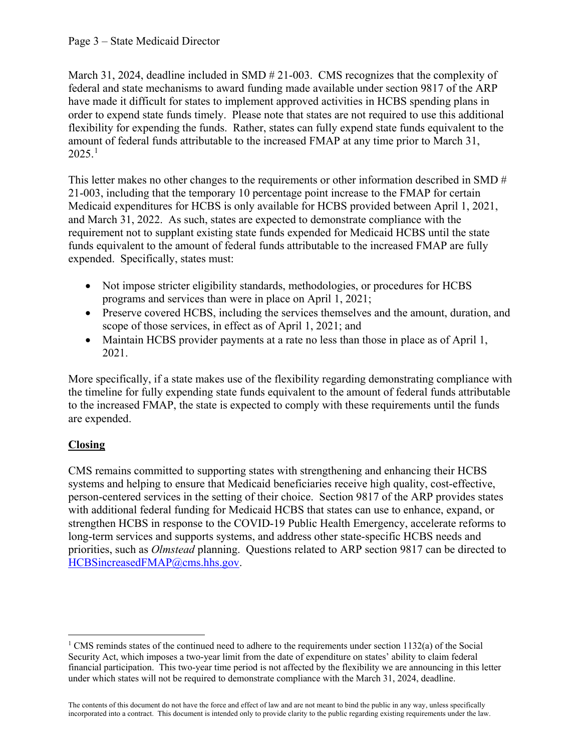March 31, 2024, deadline included in SMD # 21-003. CMS recognizes that the complexity of federal and state mechanisms to award funding made available under section 9817 of the ARP have made it difficult for states to implement approved activities in HCBS spending plans in order to expend state funds timely. Please note that states are not required to use this additional flexibility for expending the funds. Rather, states can fully expend state funds equivalent to the amount of federal funds attributable to the increased FMAP at any time prior to March 31, 2025.[1]

This letter makes no other changes to the requirements or other information described in SMD # 21-003, including that the temporary 10 percentage point increase to the FMAP for certain Medicaid expenditures for HCBS is only available for HCBS provided between April 1, 2021, and March 31, 2022. As such, states are expected to demonstrate compliance with the requirement not to supplant existing state funds expended for Medicaid HCBS until the state funds equivalent to the amount of federal funds attributable to the increased FMAP are fully expended. Specifically, states must:

- Not impose stricter eligibility standards, methodologies, or procedures for HCBS programs and services than were in place on April 1, 2021;
- Preserve covered HCBS, including the services themselves and the amount, duration, and scope of those services, in effect as of April 1, 2021; and
- Maintain HCBS provider payments at a rate no less than those in place as of April 1, 2021.

More specifically, if a state makes use of the flexibility regarding demonstrating compliance with the timeline for fully expending state funds equivalent to the amount of federal funds attributable to the increased FMAP, the state is expected to comply with these requirements until the funds are expended.

## Closing

CMS remains committed to supporting states with strengthening and enhancing their HCBS systems and helping to ensure that Medicaid beneficiaries receive high quality, cost-effective, person-centered services in the setting of their choice. Section 9817 of the ARP provides states with additional federal funding for Medicaid HCBS that states can use to enhance, expand, or strengthen HCBS in response to the COVID-19 Public Health Emergency, accelerate reforms to long-term services and supports systems, and address other state-specific HCBS needs and priorities, such as *Olmstead* planning. Questions related to ARP section 9817 can be directed to HCBSincreasedFMAP@cms.hhs.gov.

[1] CMS reminds states of the continued need to adhere to the requirements under section 1132(a) of the Social Security Act, which imposes a two-year limit from the date of expenditure on states' ability to claim federal financial participation. This two-year time period is not affected by the flexibility we are announcing in this letter under which states will not be required to demonstrate compliance with the March 31, 2024, deadline.

The contents of this document do not have the force and effect of law and are not meant to bind the public in any way, unless specifically incorporated into a contract. This document is intended only to provide clarity to the public regarding existing requirements under the law.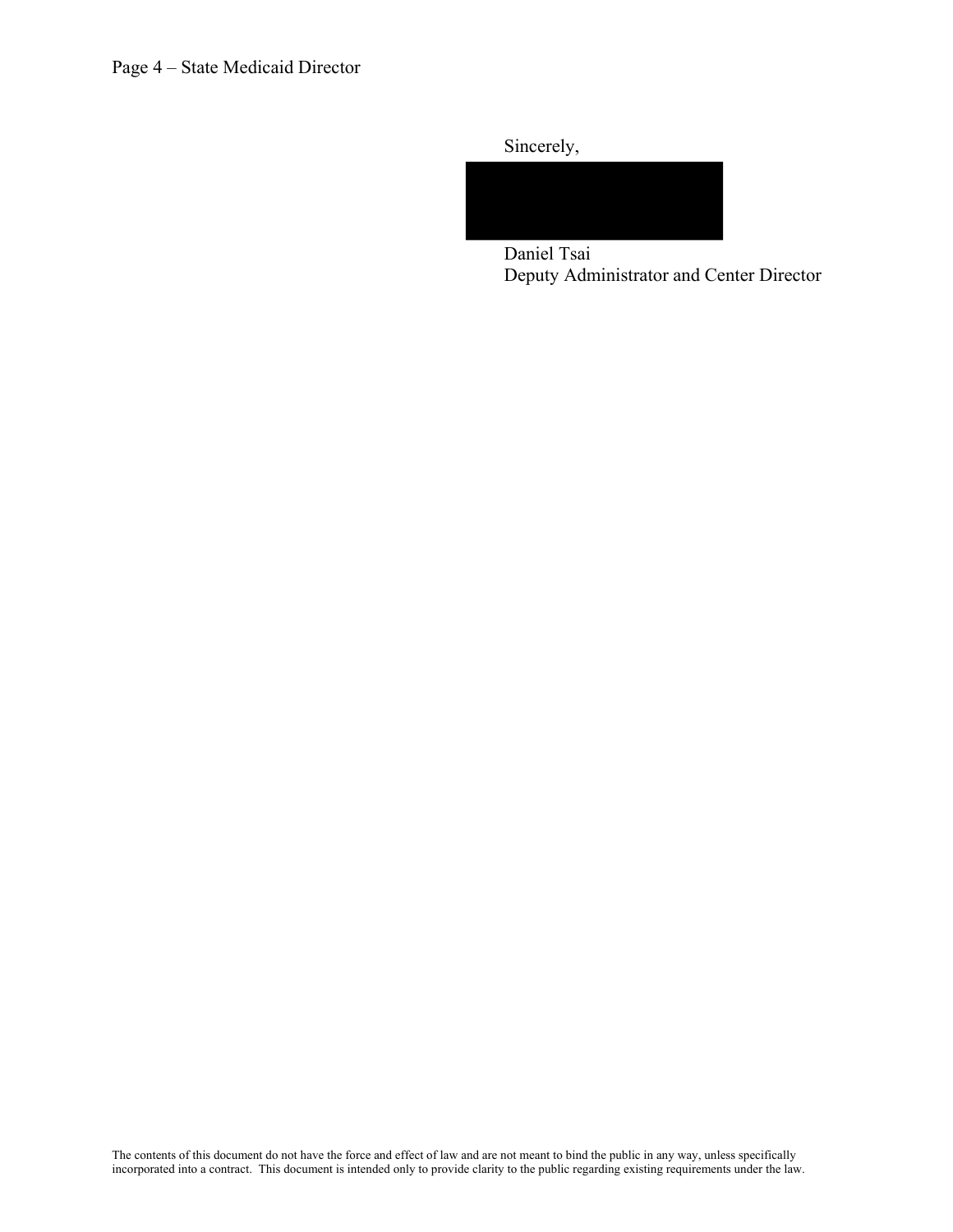Sincerely,

Daniel Tsai
Deputy Administrator and Center Director

The contents of this document do not have the force and effect of law and are not meant to bind the public in any way, unless specifically incorporated into a contract. This document is intended only to provide clarity to the public regarding existing requirements under the law.